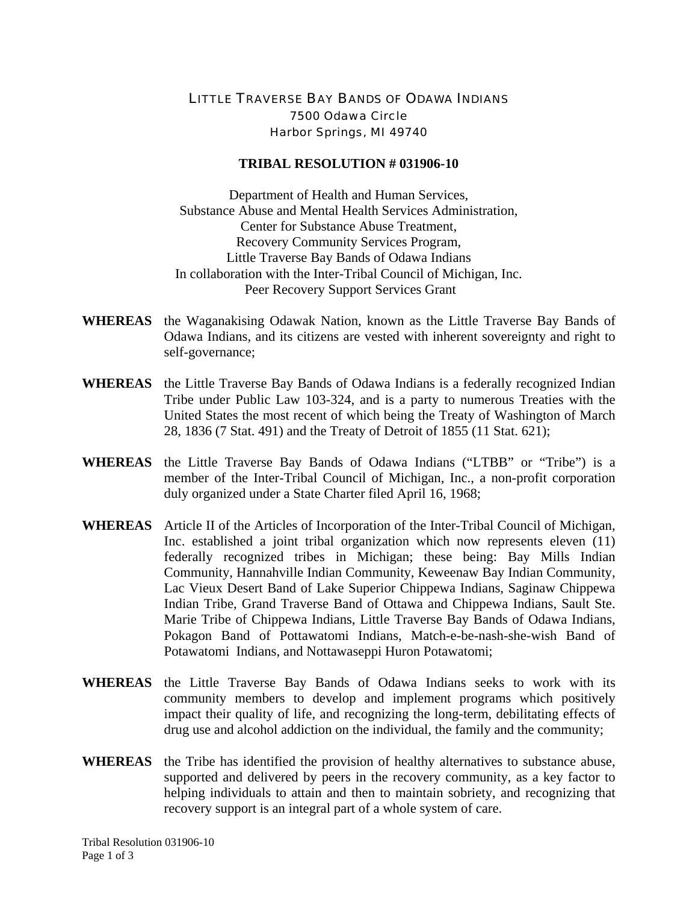LITTLE TRAVERSE BAY BANDS OF ODAWA INDIANS
7500 Odawa Circle
Harbor Springs, MI 49740

# TRIBAL RESOLUTION # 031906-10

Department of Health and Human Services,
Substance Abuse and Mental Health Services Administration,
Center for Substance Abuse Treatment,
Recovery Community Services Program,
Little Traverse Bay Bands of Odawa Indians
In collaboration with the Inter-Tribal Council of Michigan, Inc.
Peer Recovery Support Services Grant

**WHEREAS** the Waganakising Odawak Nation, known as the Little Traverse Bay Bands of Odawa Indians, and its citizens are vested with inherent sovereignty and right to self-governance;

**WHEREAS** the Little Traverse Bay Bands of Odawa Indians is a federally recognized Indian Tribe under Public Law 103-324, and is a party to numerous Treaties with the United States the most recent of which being the Treaty of Washington of March 28, 1836 (7 Stat. 491) and the Treaty of Detroit of 1855 (11 Stat. 621);

**WHEREAS** the Little Traverse Bay Bands of Odawa Indians ("LTBB" or "Tribe") is a member of the Inter-Tribal Council of Michigan, Inc., a non-profit corporation duly organized under a State Charter filed April 16, 1968;

**WHEREAS** Article II of the Articles of Incorporation of the Inter-Tribal Council of Michigan, Inc. established a joint tribal organization which now represents eleven (11) federally recognized tribes in Michigan; these being: Bay Mills Indian Community, Hannahville Indian Community, Keweenaw Bay Indian Community, Lac Vieux Desert Band of Lake Superior Chippewa Indians, Saginaw Chippewa Indian Tribe, Grand Traverse Band of Ottawa and Chippewa Indians, Sault Ste. Marie Tribe of Chippewa Indians, Little Traverse Bay Bands of Odawa Indians, Pokagon Band of Pottawatomi Indians, Match-e-be-nash-she-wish Band of Potawatomi Indians, and Nottawaseppi Huron Potawatomi;

**WHEREAS** the Little Traverse Bay Bands of Odawa Indians seeks to work with its community members to develop and implement programs which positively impact their quality of life, and recognizing the long-term, debilitating effects of drug use and alcohol addiction on the individual, the family and the community;

**WHEREAS** the Tribe has identified the provision of healthy alternatives to substance abuse, supported and delivered by peers in the recovery community, as a key factor to helping individuals to attain and then to maintain sobriety, and recognizing that recovery support is an integral part of a whole system of care.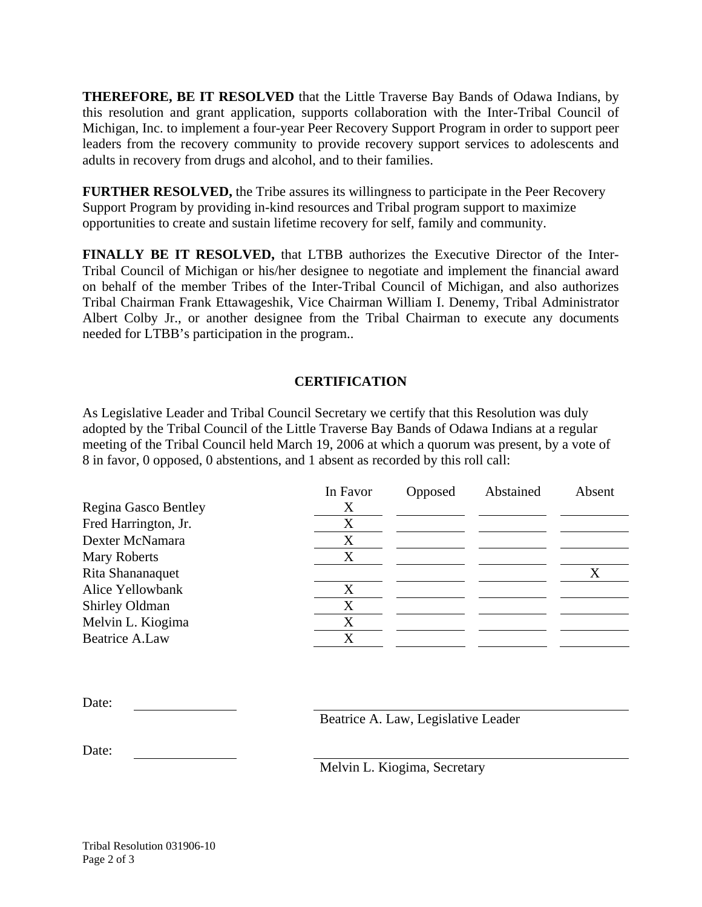**THEREFORE, BE IT RESOLVED** that the Little Traverse Bay Bands of Odawa Indians, by this resolution and grant application, supports collaboration with the Inter-Tribal Council of Michigan, Inc. to implement a four-year Peer Recovery Support Program in order to support peer leaders from the recovery community to provide recovery support services to adolescents and adults in recovery from drugs and alcohol, and to their families.

**FURTHER RESOLVED,** the Tribe assures its willingness to participate in the Peer Recovery Support Program by providing in-kind resources and Tribal program support to maximize opportunities to create and sustain lifetime recovery for self, family and community.

**FINALLY BE IT RESOLVED,** that LTBB authorizes the Executive Director of the Inter-Tribal Council of Michigan or his/her designee to negotiate and implement the financial award on behalf of the member Tribes of the Inter-Tribal Council of Michigan, and also authorizes Tribal Chairman Frank Ettawageshik, Vice Chairman William I. Denemy, Tribal Administrator Albert Colby Jr., or another designee from the Tribal Chairman to execute any documents needed for LTBB's participation in the program..

## CERTIFICATION

As Legislative Leader and Tribal Council Secretary we certify that this Resolution was duly adopted by the Tribal Council of the Little Traverse Bay Bands of Odawa Indians at a regular meeting of the Tribal Council held March 19, 2006 at which a quorum was present, by a vote of 8 in favor, 0 opposed, 0 abstentions, and 1 absent as recorded by this roll call:

| | In Favor | Opposed | Abstained | Absent |
|---|---|---|---|---|
| Regina Gasco Bentley | X | | | |
| Fred Harrington, Jr. | X | | | |
| Dexter McNamara | X | | | |
| Mary Roberts | X | | | |
| Rita Shananaquet | | | | X |
| Alice Yellowbank | X | | | |
| Shirley Oldman | X | | | |
| Melvin L. Kiogima | X | | | |
| Beatrice A.Law | X | | | |

Date: ______________

______________________________
Beatrice A. Law, Legislative Leader

Date: ______________

______________________________
Melvin L. Kiogima, Secretary

Tribal Resolution 031906-10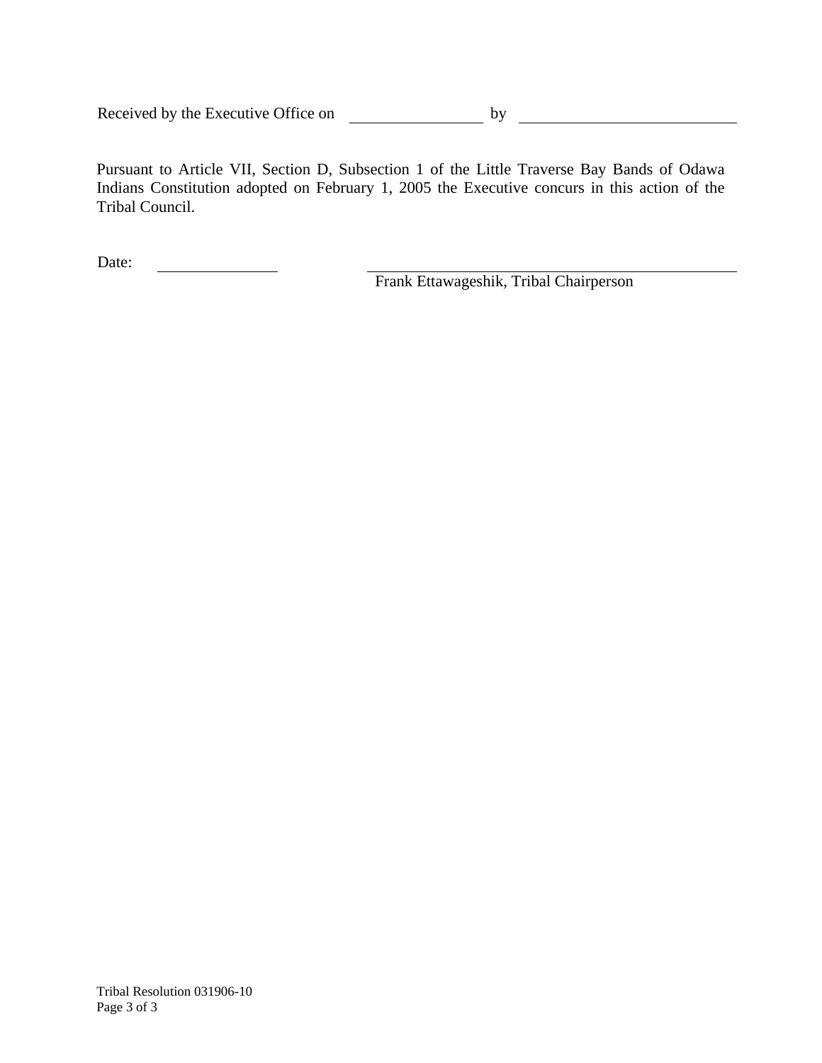Received by the Executive Office on \_\_\_\_\_\_\_\_\_\_\_\_\_\_\_\_ by \_\_\_\_\_\_\_\_\_\_\_\_\_\_\_\_\_\_\_\_\_\_\_\_

Pursuant to Article VII, Section D, Subsection 1 of the Little Traverse Bay Bands of Odawa Indians Constitution adopted on February 1, 2005 the Executive concurs in this action of the Tribal Council.

Date: \_\_\_\_\_\_\_\_\_\_\_\_\_\_\_\_

\_\_\_\_\_\_\_\_\_\_\_\_\_\_\_\_\_\_\_\_\_\_\_\_\_\_\_\_\_\_\_\_\_\_\_\_\_\_\_\_
Frank Ettawageshik, Tribal Chairperson

Tribal Resolution 031906-10